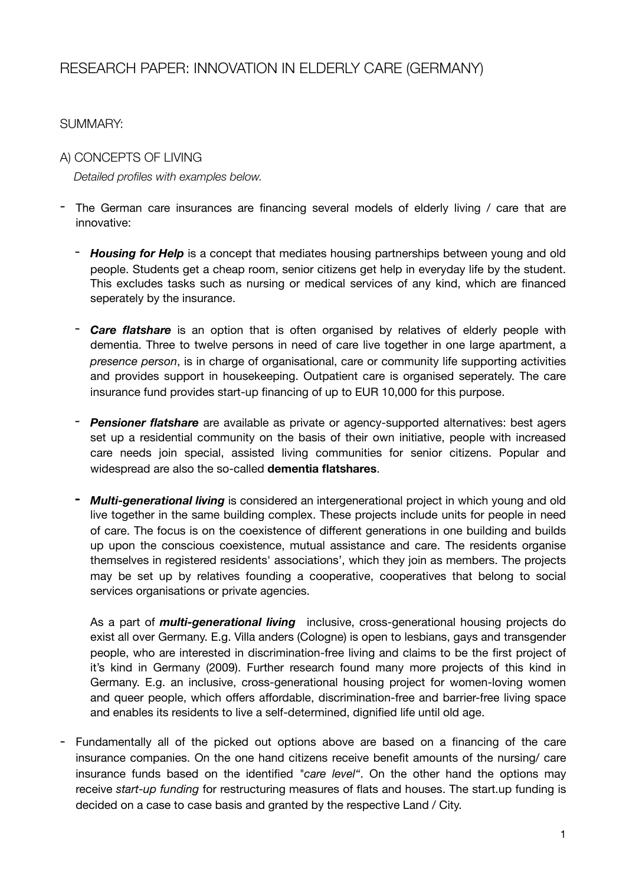# RESEARCH PAPER: INNOVATION IN ELDERLY CARE (GERMANY)

## SUMMARY:

### A) CONCEPTS OF LIVING

*Detailed profiles with examples below.*

- The German care insurances are financing several models of elderly living / care that are innovative:

  - ***Housing for Help*** is a concept that mediates housing partnerships between young and old people. Students get a cheap room, senior citizens get help in everyday life by the student. This excludes tasks such as nursing or medical services of any kind, which are financed seperately by the insurance.

  - ***Care flatshare*** is an option that is often organised by relatives of elderly people with dementia. Three to twelve persons in need of care live together in one large apartment, a *presence person*, is in charge of organisational, care or community life supporting activities and provides support in housekeeping. Outpatient care is organised seperately. The care insurance fund provides start-up financing of up to EUR 10,000 for this purpose.

  - ***Pensioner flatshare*** are available as private or agency-supported alternatives: best agers set up a residential community on the basis of their own initiative, people with increased care needs join special, assisted living communities for senior citizens. Popular and widespread are also the so-called **dementia flatshares**.

  - ***Multi-generational living*** is considered an intergenerational project in which young and old live together in the same building complex. These projects include units for people in need of care. The focus is on the coexistence of different generations in one building and builds up upon the conscious coexistence, mutual assistance and care. The residents organise themselves in registered residents' associations', which they join as members. The projects may be set up by relatives founding a cooperative, cooperatives that belong to social services organisations or private agencies.

    As a part of ***multi-generational living*** inclusive, cross-generational housing projects do exist all over Germany. E.g. Villa anders (Cologne) is open to lesbians, gays and transgender people, who are interested in discrimination-free living and claims to be the first project of it's kind in Germany (2009). Further research found many more projects of this kind in Germany. E.g. an inclusive, cross-generational housing project for women-loving women and queer people, which offers affordable, discrimination-free and barrier-free living space and enables its residents to live a self-determined, dignified life until old age.

- Fundamentally all of the picked out options above are based on a financing of the care insurance companies. On the one hand citizens receive benefit amounts of the nursing/ care insurance funds based on the identified "*care level*". On the other hand the options may receive *start-up funding* for restructuring measures of flats and houses. The start.up funding is decided on a case to case basis and granted by the respective Land / City.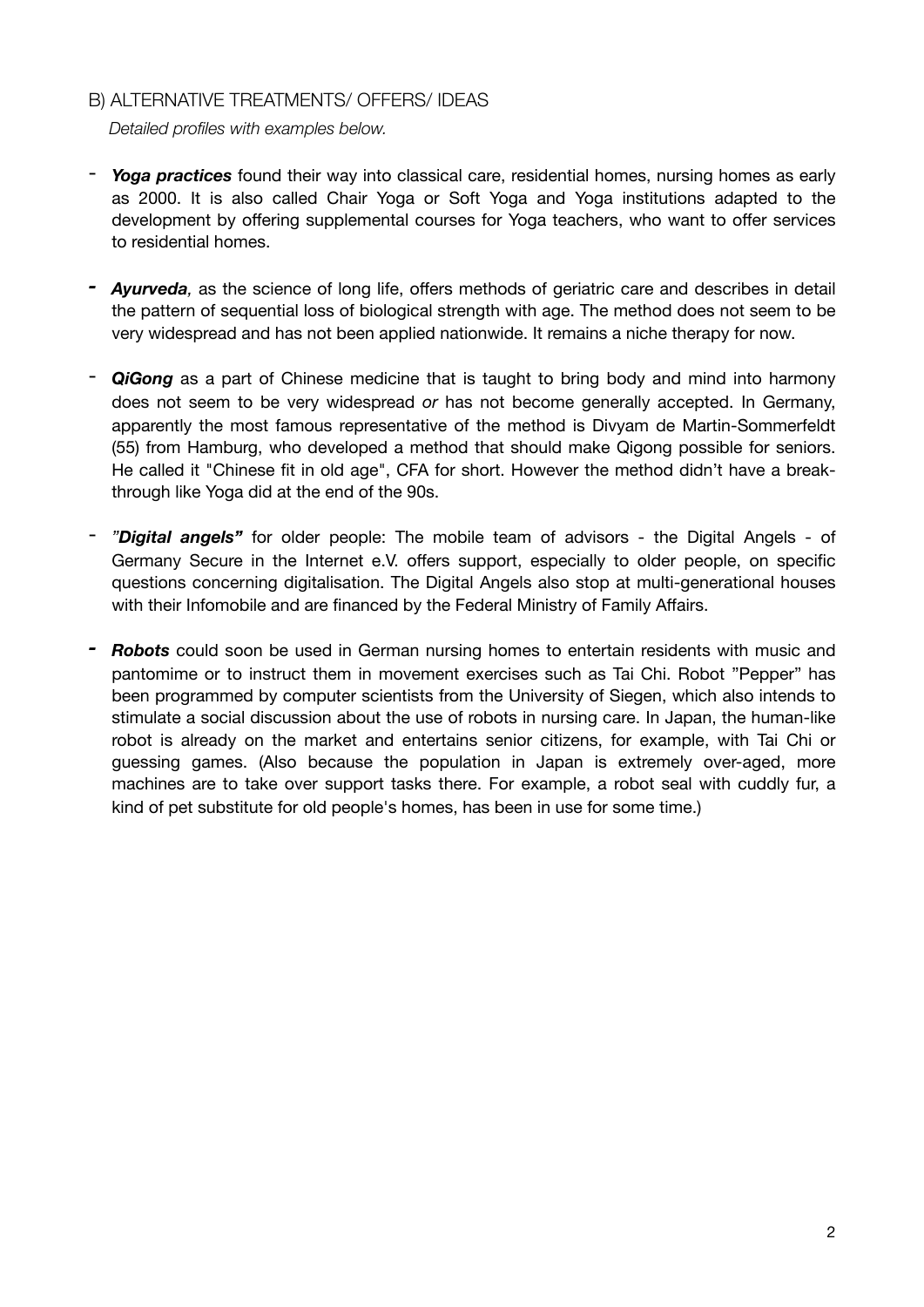## B) ALTERNATIVE TREATMENTS/ OFFERS/ IDEAS

*Detailed profiles with examples below.*

- ***Yoga practices*** found their way into classical care, residential homes, nursing homes as early as 2000. It is also called Chair Yoga or Soft Yoga and Yoga institutions adapted to the development by offering supplemental courses for Yoga teachers, who want to offer services to residential homes.

- ***Ayurveda**,* as the science of long life, offers methods of geriatric care and describes in detail the pattern of sequential loss of biological strength with age. The method does not seem to be very widespread and has not been applied nationwide. It remains a niche therapy for now.

- ***QiGong*** as a part of Chinese medicine that is taught to bring body and mind into harmony does not seem to be very widespread *or* has not become generally accepted. In Germany, apparently the most famous representative of the method is Divyam de Martin-Sommerfeldt (55) from Hamburg, who developed a method that should make Qigong possible for seniors. He called it "Chinese fit in old age", CFA for short. However the method didn't have a break-through like Yoga did at the end of the 90s.

- ***"Digital angels"*** for older people: The mobile team of advisors - the Digital Angels - of Germany Secure in the Internet e.V. offers support, especially to older people, on specific questions concerning digitalisation. The Digital Angels also stop at multi-generational houses with their Infomobile and are financed by the Federal Ministry of Family Affairs.

- ***Robots*** could soon be used in German nursing homes to entertain residents with music and pantomime or to instruct them in movement exercises such as Tai Chi. Robot "Pepper" has been programmed by computer scientists from the University of Siegen, which also intends to stimulate a social discussion about the use of robots in nursing care. In Japan, the human-like robot is already on the market and entertains senior citizens, for example, with Tai Chi or guessing games. (Also because the population in Japan is extremely over-aged, more machines are to take over support tasks there. For example, a robot seal with cuddly fur, a kind of pet substitute for old people's homes, has been in use for some time.)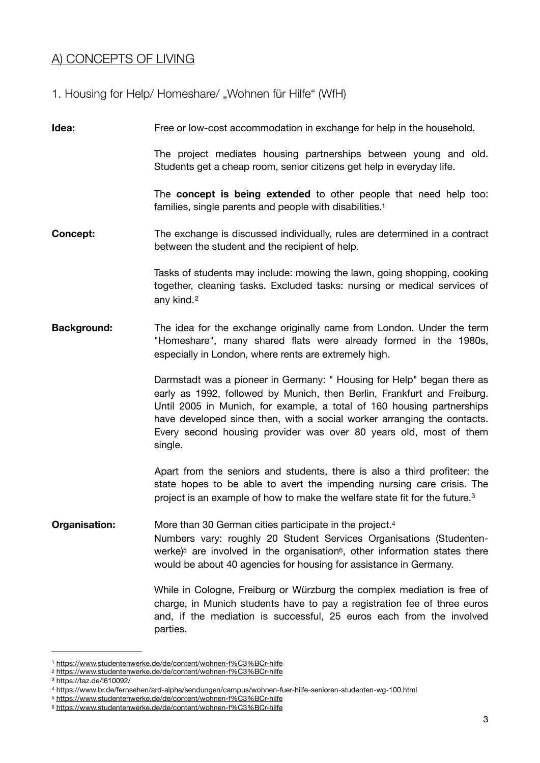## A) CONCEPTS OF LIVING

### 1. Housing for Help/ Homeshare/ „Wohnen für Hilfe“ (WfH)

**Idea:**

Free or low-cost accommodation in exchange for help in the household.

The project mediates housing partnerships between young and old. Students get a cheap room, senior citizens get help in everyday life.

The **concept is being extended** to other people that need help too: families, single parents and people with disabilities.[1]

**Concept:**

The exchange is discussed individually, rules are determined in a contract between the student and the recipient of help.

Tasks of students may include: mowing the lawn, going shopping, cooking together, cleaning tasks. Excluded tasks: nursing or medical services of any kind.[2]

**Background:**

The idea for the exchange originally came from London. Under the term "Homeshare", many shared flats were already formed in the 1980s, especially in London, where rents are extremely high.

Darmstadt was a pioneer in Germany: " Housing for Help" began there as early as 1992, followed by Munich, then Berlin, Frankfurt and Freiburg. Until 2005 in Munich, for example, a total of 160 housing partnerships have developed since then, with a social worker arranging the contacts. Every second housing provider was over 80 years old, most of them single.

Apart from the seniors and students, there is also a third profiteer: the state hopes to be able to avert the impending nursing care crisis. The project is an example of how to make the welfare state fit for the future.[3]

**Organisation:**

More than 30 German cities participate in the project.[4]
Numbers vary: roughly 20 Student Services Organisations (Studentenwerke)[5] are involved in the organisation[6], other information states there would be about 40 agencies for housing for assistance in Germany.

While in Cologne, Freiburg or Würzburg the complex mediation is free of charge, in Munich students have to pay a registration fee of three euros and, if the mediation is successful, 25 euros each from the involved parties.

---

[1] https://www.studentenwerke.de/de/content/wohnen-f%C3%BCr-hilfe
[2] https://www.studentenwerke.de/de/content/wohnen-f%C3%BCr-hilfe
[3] https://taz.de/!610092/
[4] https://www.br.de/fernsehen/ard-alpha/sendungen/campus/wohnen-fuer-hilfe-senioren-studenten-wg-100.html
[5] https://www.studentenwerke.de/de/content/wohnen-f%C3%BCr-hilfe
[6] https://www.studentenwerke.de/de/content/wohnen-f%C3%BCr-hilfe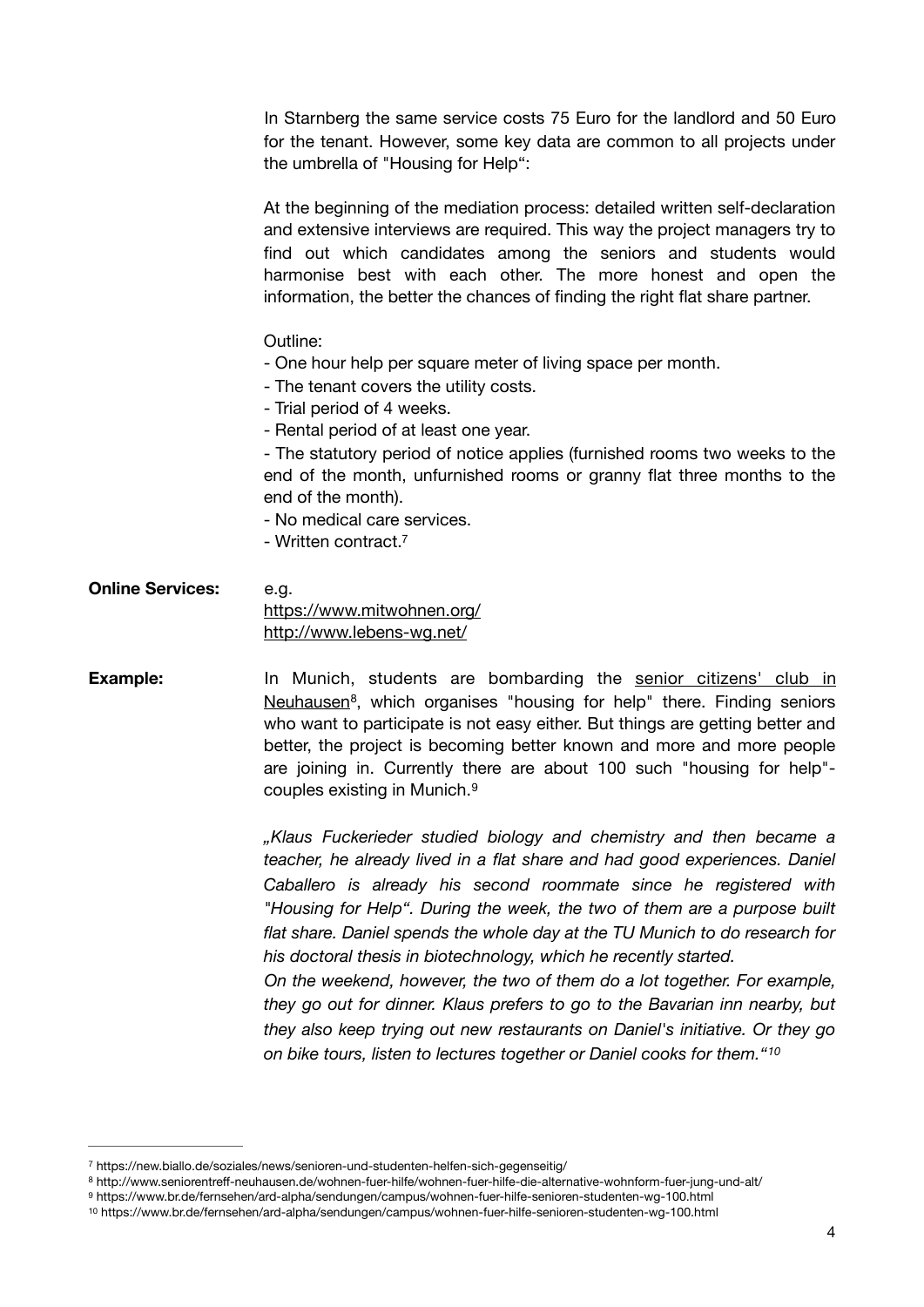In Starnberg the same service costs 75 Euro for the landlord and 50 Euro for the tenant. However, some key data are common to all projects under the umbrella of "Housing for Help":

At the beginning of the mediation process: detailed written self-declaration and extensive interviews are required. This way the project managers try to find out which candidates among the seniors and students would harmonise best with each other. The more honest and open the information, the better the chances of finding the right flat share partner.

Outline:

- One hour help per square meter of living space per month.
- The tenant covers the utility costs.
- Trial period of 4 weeks.
- Rental period of at least one year.
- The statutory period of notice applies (furnished rooms two weeks to the end of the month, unfurnished rooms or granny flat three months to the end of the month).
- No medical care services.
- Written contract.[7]

**Online Services:** e.g.
https://www.mitwohnen.org/
http://www.lebens-wg.net/

**Example:** In Munich, students are bombarding the senior citizens' club in Neuhausen[8], which organises "housing for help" there. Finding seniors who want to participate is not easy either. But things are getting better and better, the project is becoming better known and more and more people are joining in. Currently there are about 100 such "housing for help"-couples existing in Munich.[9]

*„Klaus Fuckerieder studied biology and chemistry and then became a teacher, he already lived in a flat share and had good experiences. Daniel Caballero is already his second roommate since he registered with "Housing for Help". During the week, the two of them are a purpose built flat share. Daniel spends the whole day at the TU Munich to do research for his doctoral thesis in biotechnology, which he recently started.*
*On the weekend, however, the two of them do a lot together. For example, they go out for dinner. Klaus prefers to go to the Bavarian inn nearby, but they also keep trying out new restaurants on Daniel's initiative. Or they go on bike tours, listen to lectures together or Daniel cooks for them."*[10]

---

[7] https://new.biallo.de/soziales/news/senioren-und-studenten-helfen-sich-gegenseitig/

[8] http://www.seniorentreff-neuhausen.de/wohnen-fuer-hilfe/wohnen-fuer-hilfe-die-alternative-wohnform-fuer-jung-und-alt/

[9] https://www.br.de/fernsehen/ard-alpha/sendungen/campus/wohnen-fuer-hilfe-senioren-studenten-wg-100.html

[10] https://www.br.de/fernsehen/ard-alpha/sendungen/campus/wohnen-fuer-hilfe-senioren-studenten-wg-100.html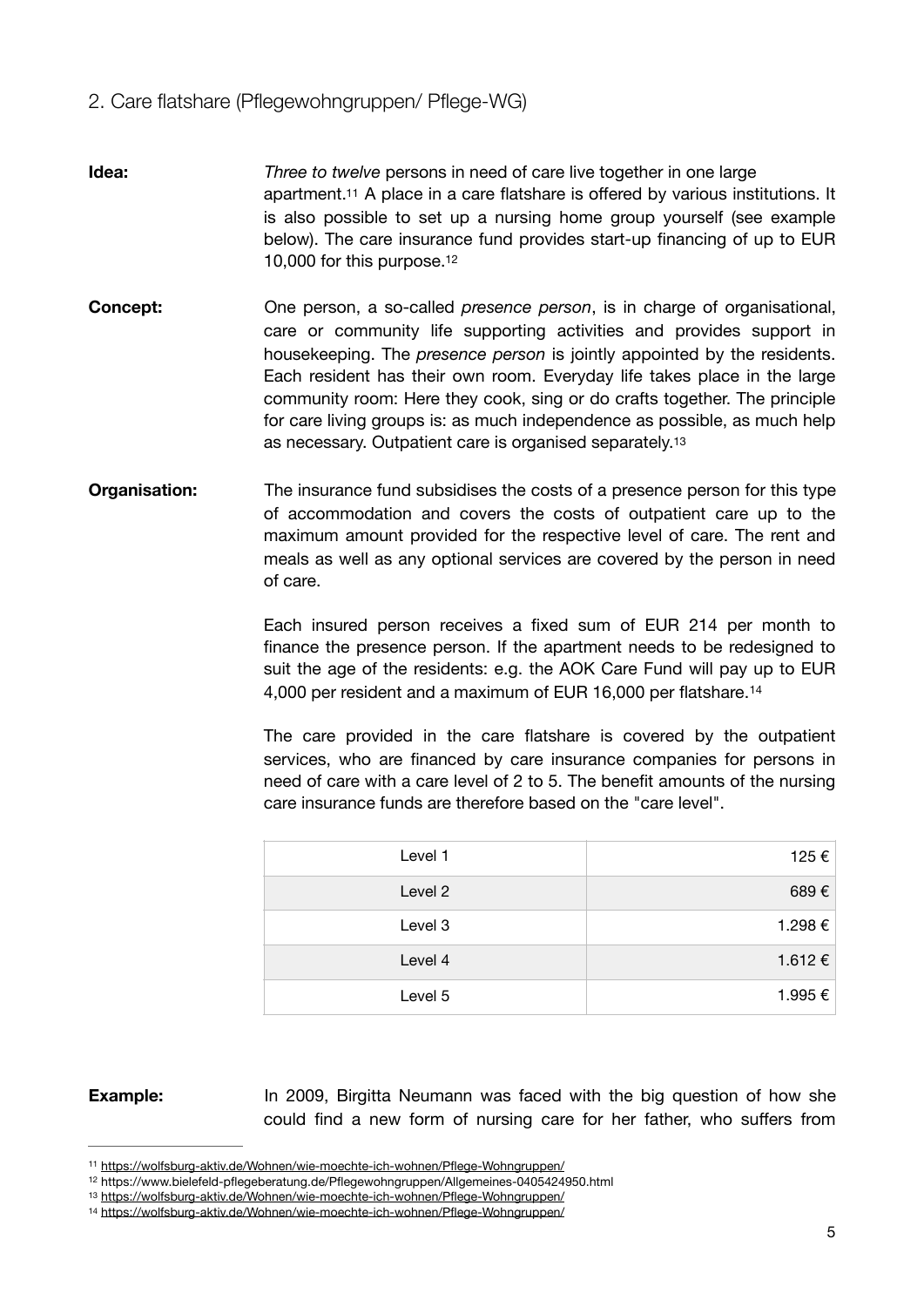## 2. Care flatshare (Pflegewohngruppen/ Pflege-WG)

**Idea:** *Three to twelve* persons in need of care live together in one large apartment.[11] A place in a care flatshare is offered by various institutions. It is also possible to set up a nursing home group yourself (see example below). The care insurance fund provides start-up financing of up to EUR 10,000 for this purpose.[12]

**Concept:** One person, a so-called *presence person*, is in charge of organisational, care or community life supporting activities and provides support in housekeeping. The *presence person* is jointly appointed by the residents. Each resident has their own room. Everyday life takes place in the large community room: Here they cook, sing or do crafts together. The principle for care living groups is: as much independence as possible, as much help as necessary. Outpatient care is organised separately.[13]

**Organisation:** The insurance fund subsidises the costs of a presence person for this type of accommodation and covers the costs of outpatient care up to the maximum amount provided for the respective level of care. The rent and meals as well as any optional services are covered by the person in need of care.

Each insured person receives a fixed sum of EUR 214 per month to finance the presence person. If the apartment needs to be redesigned to suit the age of the residents: e.g. the AOK Care Fund will pay up to EUR 4,000 per resident and a maximum of EUR 16,000 per flatshare.[14]

The care provided in the care flatshare is covered by the outpatient services, who are financed by care insurance companies for persons in need of care with a care level of 2 to 5. The benefit amounts of the nursing care insurance funds are therefore based on the "care level".

| Level | Amount |
|---|---|
| Level 1 | 125 € |
| Level 2 | 689 € |
| Level 3 | 1.298 € |
| Level 4 | 1.612 € |
| Level 5 | 1.995 € |

**Example:** In 2009, Birgitta Neumann was faced with the big question of how she could find a new form of nursing care for her father, who suffers from

---

[11] https://wolfsburg-aktiv.de/Wohnen/wie-moechte-ich-wohnen/Pflege-Wohngruppen/

[12] https://www.bielefeld-pflegeberatung.de/Pflegewohngruppen/Allgemeines-0405424950.html

[13] https://wolfsburg-aktiv.de/Wohnen/wie-moechte-ich-wohnen/Pflege-Wohngruppen/

[14] https://wolfsburg-aktiv.de/Wohnen/wie-moechte-ich-wohnen/Pflege-Wohngruppen/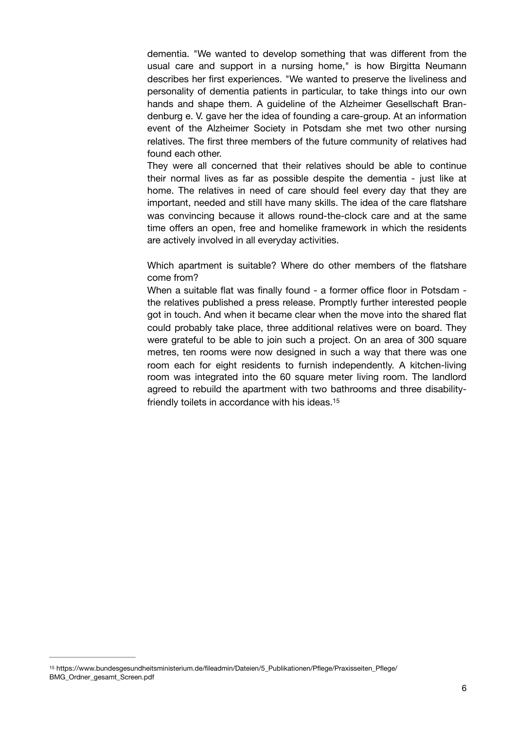dementia. "We wanted to develop something that was different from the usual care and support in a nursing home," is how Birgitta Neumann describes her first experiences. "We wanted to preserve the liveliness and personality of dementia patients in particular, to take things into our own hands and shape them. A guideline of the Alzheimer Gesellschaft Brandenburg e. V. gave her the idea of founding a care-group. At an information event of the Alzheimer Society in Potsdam she met two other nursing relatives. The first three members of the future community of relatives had found each other.

They were all concerned that their relatives should be able to continue their normal lives as far as possible despite the dementia - just like at home. The relatives in need of care should feel every day that they are important, needed and still have many skills. The idea of the care flatshare was convincing because it allows round-the-clock care and at the same time offers an open, free and homelike framework in which the residents are actively involved in all everyday activities.

Which apartment is suitable? Where do other members of the flatshare come from?

When a suitable flat was finally found - a former office floor in Potsdam - the relatives published a press release. Promptly further interested people got in touch. And when it became clear when the move into the shared flat could probably take place, three additional relatives were on board. They were grateful to be able to join such a project. On an area of 300 square metres, ten rooms were now designed in such a way that there was one room each for eight residents to furnish independently. A kitchen-living room was integrated into the 60 square meter living room. The landlord agreed to rebuild the apartment with two bathrooms and three disability-friendly toilets in accordance with his ideas.[15]

---

[15] https://www.bundesgesundheitsministerium.de/fileadmin/Dateien/5_Publikationen/Pflege/Praxisseiten_Pflege/BMG_Ordner_gesamt_Screen.pdf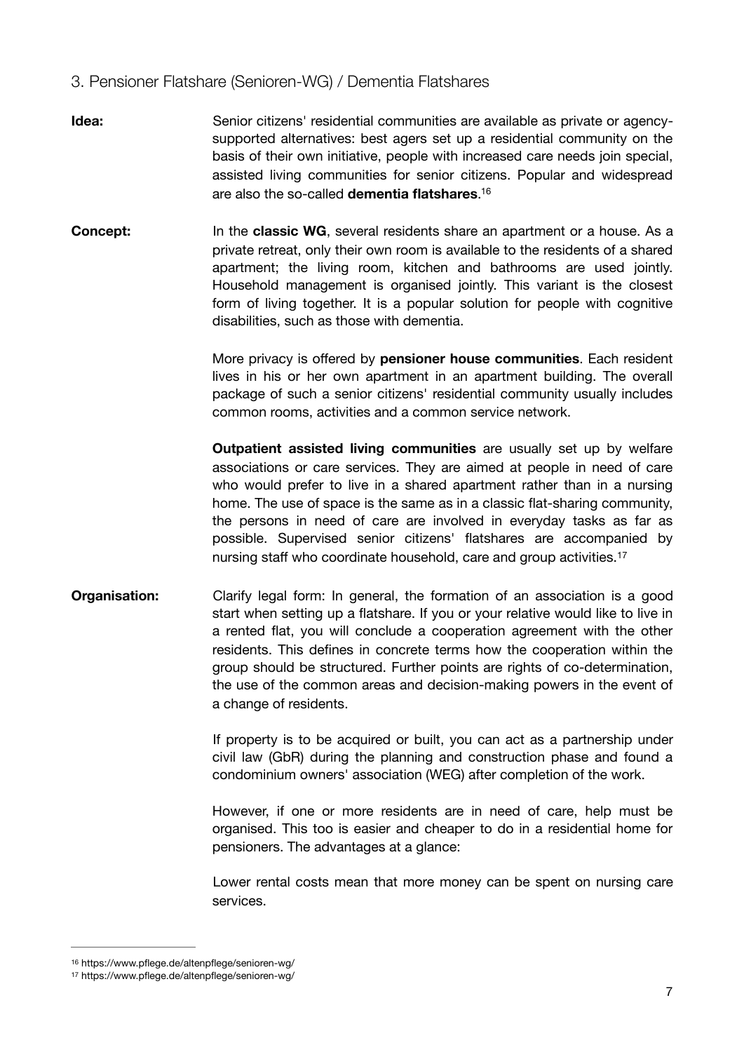## 3. Pensioner Flatshare (Senioren-WG) / Dementia Flatshares

**Idea:** Senior citizens' residential communities are available as private or agency-supported alternatives: best agers set up a residential community on the basis of their own initiative, people with increased care needs join special, assisted living communities for senior citizens. Popular and widespread are also the so-called **dementia flatshares**.[16]

**Concept:** In the **classic WG**, several residents share an apartment or a house. As a private retreat, only their own room is available to the residents of a shared apartment; the living room, kitchen and bathrooms are used jointly. Household management is organised jointly. This variant is the closest form of living together. It is a popular solution for people with cognitive disabilities, such as those with dementia.

More privacy is offered by **pensioner house communities**. Each resident lives in his or her own apartment in an apartment building. The overall package of such a senior citizens' residential community usually includes common rooms, activities and a common service network.

**Outpatient assisted living communities** are usually set up by welfare associations or care services. They are aimed at people in need of care who would prefer to live in a shared apartment rather than in a nursing home. The use of space is the same as in a classic flat-sharing community, the persons in need of care are involved in everyday tasks as far as possible. Supervised senior citizens' flatshares are accompanied by nursing staff who coordinate household, care and group activities.[17]

**Organisation:** Clarify legal form: In general, the formation of an association is a good start when setting up a flatshare. If you or your relative would like to live in a rented flat, you will conclude a cooperation agreement with the other residents. This defines in concrete terms how the cooperation within the group should be structured. Further points are rights of co-determination, the use of the common areas and decision-making powers in the event of a change of residents.

If property is to be acquired or built, you can act as a partnership under civil law (GbR) during the planning and construction phase and found a condominium owners' association (WEG) after completion of the work.

However, if one or more residents are in need of care, help must be organised. This too is easier and cheaper to do in a residential home for pensioners. The advantages at a glance:

Lower rental costs mean that more money can be spent on nursing care services.

---

[16] https://www.pflege.de/altenpflege/senioren-wg/

[17] https://www.pflege.de/altenpflege/senioren-wg/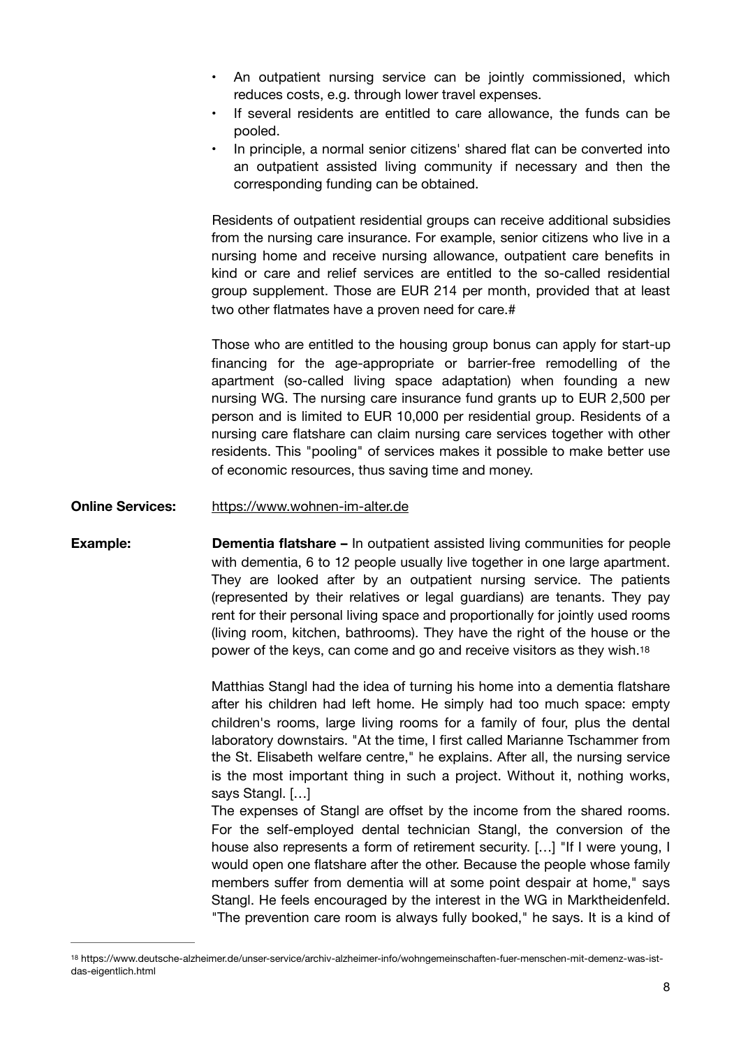- An outpatient nursing service can be jointly commissioned, which reduces costs, e.g. through lower travel expenses.
- If several residents are entitled to care allowance, the funds can be pooled.
- In principle, a normal senior citizens' shared flat can be converted into an outpatient assisted living community if necessary and then the corresponding funding can be obtained.

Residents of outpatient residential groups can receive additional subsidies from the nursing care insurance. For example, senior citizens who live in a nursing home and receive nursing allowance, outpatient care benefits in kind or care and relief services are entitled to the so-called residential group supplement. Those are EUR 214 per month, provided that at least two other flatmates have a proven need for care.#

Those who are entitled to the housing group bonus can apply for start-up financing for the age-appropriate or barrier-free remodelling of the apartment (so-called living space adaptation) when founding a new nursing WG. The nursing care insurance fund grants up to EUR 2,500 per person and is limited to EUR 10,000 per residential group. Residents of a nursing care flatshare can claim nursing care services together with other residents. This "pooling" of services makes it possible to make better use of economic resources, thus saving time and money.

**Online Services:** https://www.wohnen-im-alter.de

**Example:** **Dementia flatshare –** In outpatient assisted living communities for people with dementia, 6 to 12 people usually live together in one large apartment. They are looked after by an outpatient nursing service. The patients (represented by their relatives or legal guardians) are tenants. They pay rent for their personal living space and proportionally for jointly used rooms (living room, kitchen, bathrooms). They have the right of the house or the power of the keys, can come and go and receive visitors as they wish.[18]

Matthias Stangl had the idea of turning his home into a dementia flatshare after his children had left home. He simply had too much space: empty children's rooms, large living rooms for a family of four, plus the dental laboratory downstairs. "At the time, I first called Marianne Tschammer from the St. Elisabeth welfare centre," he explains. After all, the nursing service is the most important thing in such a project. Without it, nothing works, says Stangl. […]

The expenses of Stangl are offset by the income from the shared rooms. For the self-employed dental technician Stangl, the conversion of the house also represents a form of retirement security. […] "If I were young, I would open one flatshare after the other. Because the people whose family members suffer from dementia will at some point despair at home," says Stangl. He feels encouraged by the interest in the WG in Marktheidenfeld. "The prevention care room is always fully booked," he says. It is a kind of

---

[18] https://www.deutsche-alzheimer.de/unser-service/archiv-alzheimer-info/wohngemeinschaften-fuer-menschen-mit-demenz-was-ist-das-eigentlich.html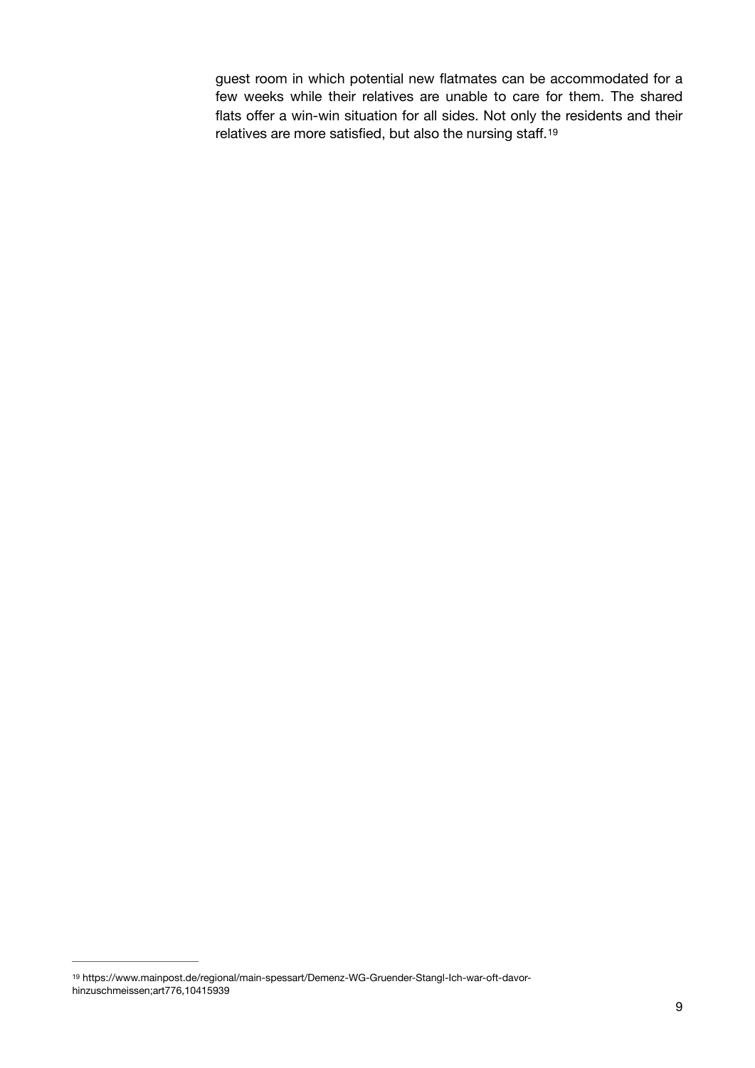guest room in which potential new flatmates can be accommodated for a few weeks while their relatives are unable to care for them. The shared flats offer a win-win situation for all sides. Not only the residents and their relatives are more satisfied, but also the nursing staff.[19]

---

[19] https://www.mainpost.de/regional/main-spessart/Demenz-WG-Gruender-Stangl-Ich-war-oft-davor-hinzuschmeissen;art776,10415939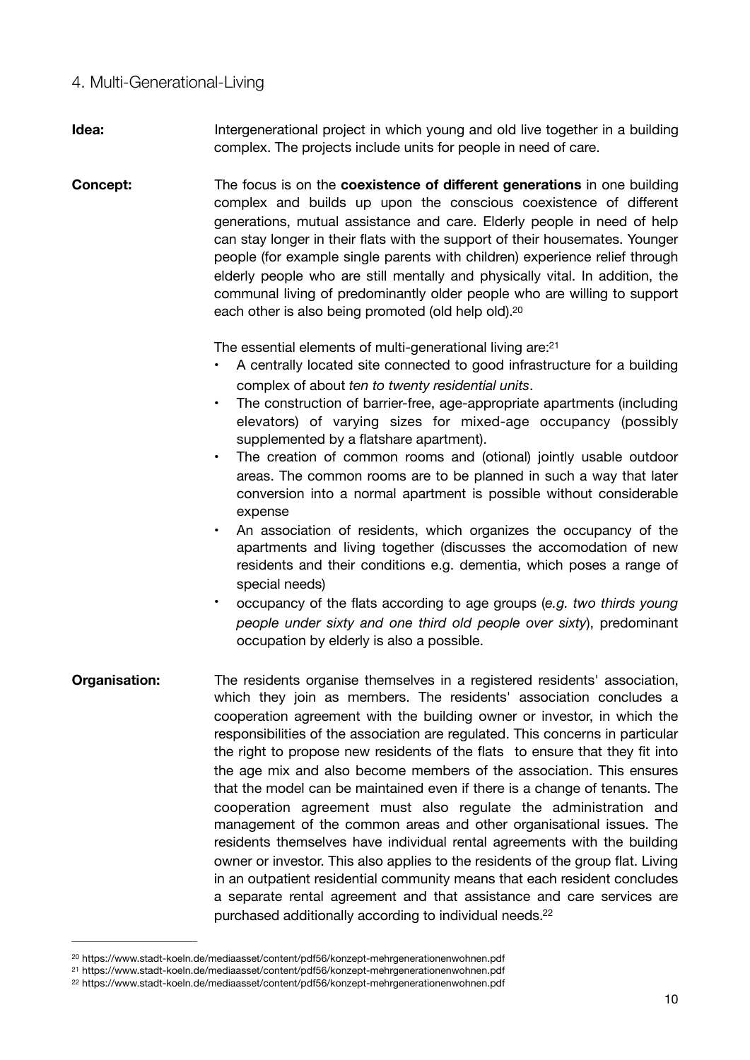## 4. Multi-Generational-Living

**Idea:** Intergenerational project in which young and old live together in a building complex. The projects include units for people in need of care.

**Concept:** The focus is on the **coexistence of different generations** in one building complex and builds up upon the conscious coexistence of different generations, mutual assistance and care. Elderly people in need of help can stay longer in their flats with the support of their housemates. Younger people (for example single parents with children) experience relief through elderly people who are still mentally and physically vital. In addition, the communal living of predominantly older people who are willing to support each other is also being promoted (old help old).[20]

The essential elements of multi-generational living are:[21]

- A centrally located site connected to good infrastructure for a building complex of about *ten to twenty residential units*.
- The construction of barrier-free, age-appropriate apartments (including elevators) of varying sizes for mixed-age occupancy (possibly supplemented by a flatshare apartment).
- The creation of common rooms and (otional) jointly usable outdoor areas. The common rooms are to be planned in such a way that later conversion into a normal apartment is possible without considerable expense
- An association of residents, which organizes the occupancy of the apartments and living together (discusses the accomodation of new residents and their conditions e.g. dementia, which poses a range of special needs)
- occupancy of the flats according to age groups (*e.g. two thirds young people under sixty and one third old people over sixty*), predominant occupation by elderly is also a possible.

**Organisation:** The residents organise themselves in a registered residents' association, which they join as members. The residents' association concludes a cooperation agreement with the building owner or investor, in which the responsibilities of the association are regulated. This concerns in particular the right to propose new residents of the flats to ensure that they fit into the age mix and also become members of the association. This ensures that the model can be maintained even if there is a change of tenants. The cooperation agreement must also regulate the administration and management of the common areas and other organisational issues. The residents themselves have individual rental agreements with the building owner or investor. This also applies to the residents of the group flat. Living in an outpatient residential community means that each resident concludes a separate rental agreement and that assistance and care services are purchased additionally according to individual needs.[22]

---

[20] https://www.stadt-koeln.de/mediaasset/content/pdf56/konzept-mehrgenerationenwohnen.pdf

[21] https://www.stadt-koeln.de/mediaasset/content/pdf56/konzept-mehrgenerationenwohnen.pdf

[22] https://www.stadt-koeln.de/mediaasset/content/pdf56/konzept-mehrgenerationenwohnen.pdf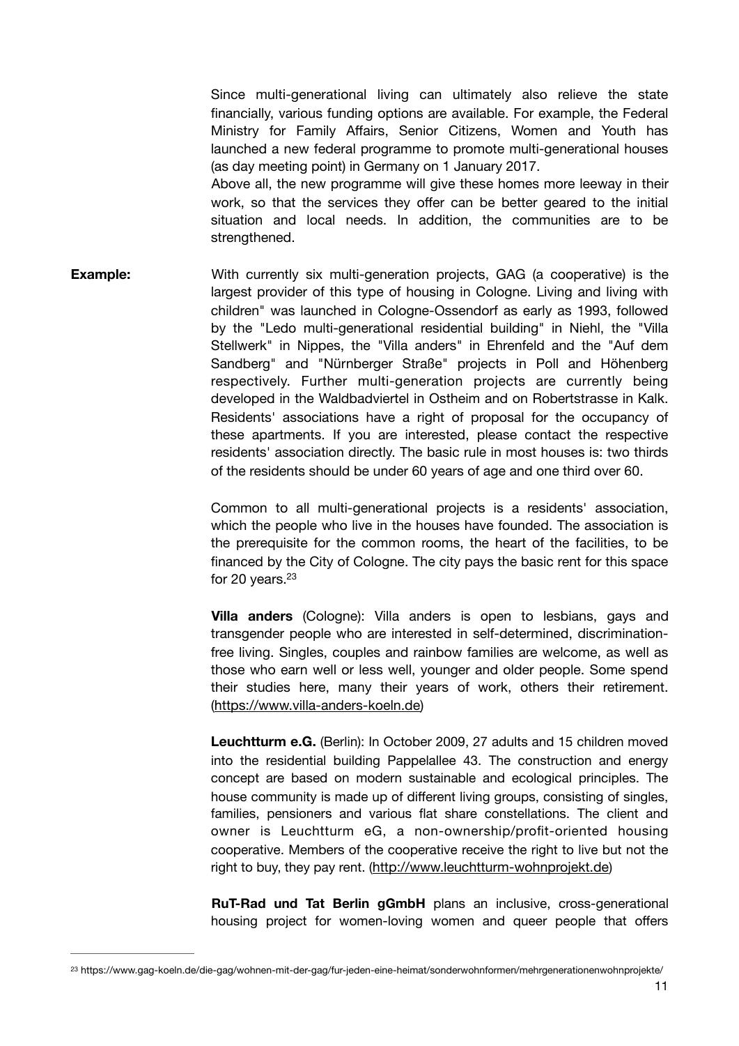Since multi-generational living can ultimately also relieve the state financially, various funding options are available. For example, the Federal Ministry for Family Affairs, Senior Citizens, Women and Youth has launched a new federal programme to promote multi-generational houses (as day meeting point) in Germany on 1 January 2017.
Above all, the new programme will give these homes more leeway in their work, so that the services they offer can be better geared to the initial situation and local needs. In addition, the communities are to be strengthened.

**Example:** With currently six multi-generation projects, GAG (a cooperative) is the largest provider of this type of housing in Cologne. Living and living with children" was launched in Cologne-Ossendorf as early as 1993, followed by the "Ledo multi-generational residential building" in Niehl, the "Villa Stellwerk" in Nippes, the "Villa anders" in Ehrenfeld and the "Auf dem Sandberg" and "Nürnberger Straße" projects in Poll and Höhenberg respectively. Further multi-generation projects are currently being developed in the Waldbadviertel in Ostheim and on Robertstrasse in Kalk. Residents' associations have a right of proposal for the occupancy of these apartments. If you are interested, please contact the respective residents' association directly. The basic rule in most houses is: two thirds of the residents should be under 60 years of age and one third over 60.

Common to all multi-generational projects is a residents' association, which the people who live in the houses have founded. The association is the prerequisite for the common rooms, the heart of the facilities, to be financed by the City of Cologne. The city pays the basic rent for this space for 20 years.[23]

**Villa anders** (Cologne): Villa anders is open to lesbians, gays and transgender people who are interested in self-determined, discrimination-free living. Singles, couples and rainbow families are welcome, as well as those who earn well or less well, younger and older people. Some spend their studies here, many their years of work, others their retirement. (https://www.villa-anders-koeln.de)

**Leuchtturm e.G.** (Berlin): In October 2009, 27 adults and 15 children moved into the residential building Pappelallee 43. The construction and energy concept are based on modern sustainable and ecological principles. The house community is made up of different living groups, consisting of singles, families, pensioners and various flat share constellations. The client and owner is Leuchtturm eG, a non-ownership/profit-oriented housing cooperative. Members of the cooperative receive the right to live but not the right to buy, they pay rent. (http://www.leuchtturm-wohnprojekt.de)

**RuT-Rad und Tat Berlin gGmbH** plans an inclusive, cross-generational housing project for women-loving women and queer people that offers

[23] https://www.gag-koeln.de/die-gag/wohnen-mit-der-gag/fur-jeden-eine-heimat/sonderwohnformen/mehrgenerationenwohnprojekte/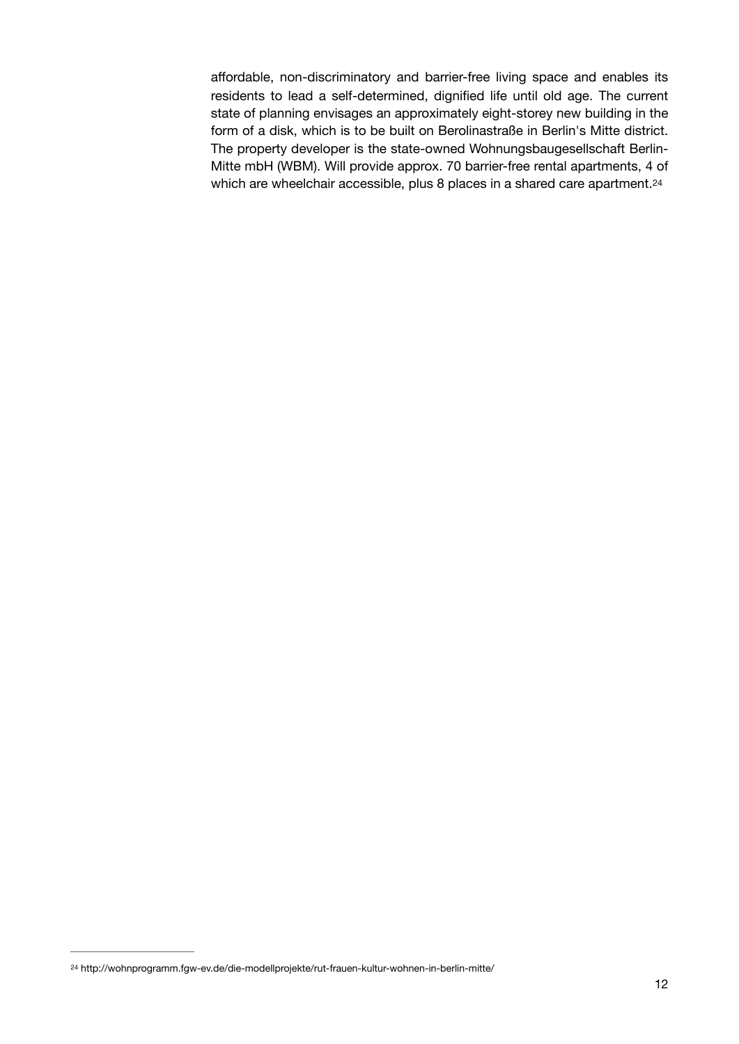affordable, non-discriminatory and barrier-free living space and enables its residents to lead a self-determined, dignified life until old age. The current state of planning envisages an approximately eight-storey new building in the form of a disk, which is to be built on Berolinastraße in Berlin's Mitte district. The property developer is the state-owned Wohnungsbaugesellschaft Berlin-Mitte mbH (WBM). Will provide approx. 70 barrier-free rental apartments, 4 of which are wheelchair accessible, plus 8 places in a shared care apartment.[24]

---

[24] http://wohnprogramm.fgw-ev.de/die-modellprojekte/rut-frauen-kultur-wohnen-in-berlin-mitte/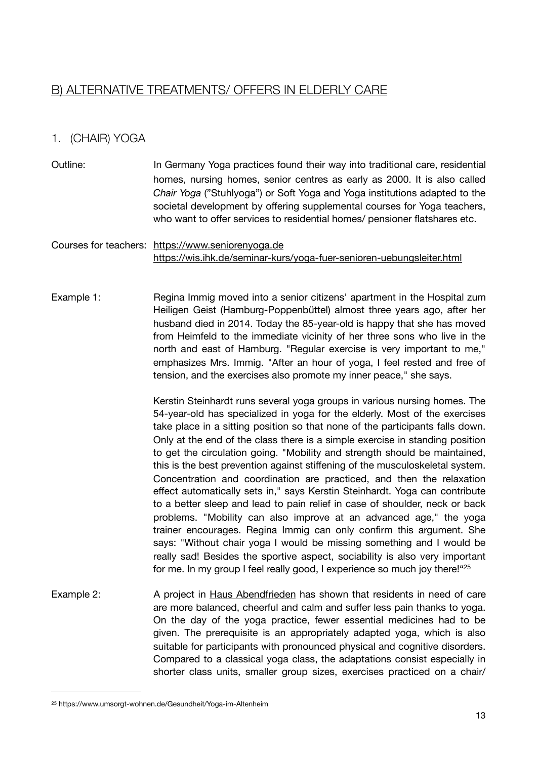## B) ALTERNATIVE TREATMENTS/ OFFERS IN ELDERLY CARE

### 1. (CHAIR) YOGA

**Outline:** In Germany Yoga practices found their way into traditional care, residential homes, nursing homes, senior centres as early as 2000. It is also called *Chair Yoga* ("Stuhlyoga") or Soft Yoga and Yoga institutions adapted to the societal development by offering supplemental courses for Yoga teachers, who want to offer services to residential homes/ pensioner flatshares etc.

**Courses for teachers:** https://www.seniorenyoga.de
https://wis.ihk.de/seminar-kurs/yoga-fuer-senioren-uebungsleiter.html

**Example 1:** Regina Immig moved into a senior citizens' apartment in the Hospital zum Heiligen Geist (Hamburg-Poppenbüttel) almost three years ago, after her husband died in 2014. Today the 85-year-old is happy that she has moved from Heimfeld to the immediate vicinity of her three sons who live in the north and east of Hamburg. "Regular exercise is very important to me," emphasizes Mrs. Immig. "After an hour of yoga, I feel rested and free of tension, and the exercises also promote my inner peace," she says.

Kerstin Steinhardt runs several yoga groups in various nursing homes. The 54-year-old has specialized in yoga for the elderly. Most of the exercises take place in a sitting position so that none of the participants falls down. Only at the end of the class there is a simple exercise in standing position to get the circulation going. "Mobility and strength should be maintained, this is the best prevention against stiffening of the musculoskeletal system. Concentration and coordination are practiced, and then the relaxation effect automatically sets in," says Kerstin Steinhardt. Yoga can contribute to a better sleep and lead to pain relief in case of shoulder, neck or back problems. "Mobility can also improve at an advanced age," the yoga trainer encourages. Regina Immig can only confirm this argument. She says: "Without chair yoga I would be missing something and I would be really sad! Besides the sportive aspect, sociability is also very important for me. In my group I feel really good, I experience so much joy there!"[25]

**Example 2:** A project in Haus Abendfrieden has shown that residents in need of care are more balanced, cheerful and calm and suffer less pain thanks to yoga. On the day of the yoga practice, fewer essential medicines had to be given. The prerequisite is an appropriately adapted yoga, which is also suitable for participants with pronounced physical and cognitive disorders. Compared to a classical yoga class, the adaptations consist especially in shorter class units, smaller group sizes, exercises practiced on a chair/

---

[25] https://www.umsorgt-wohnen.de/Gesundheit/Yoga-im-Altenheim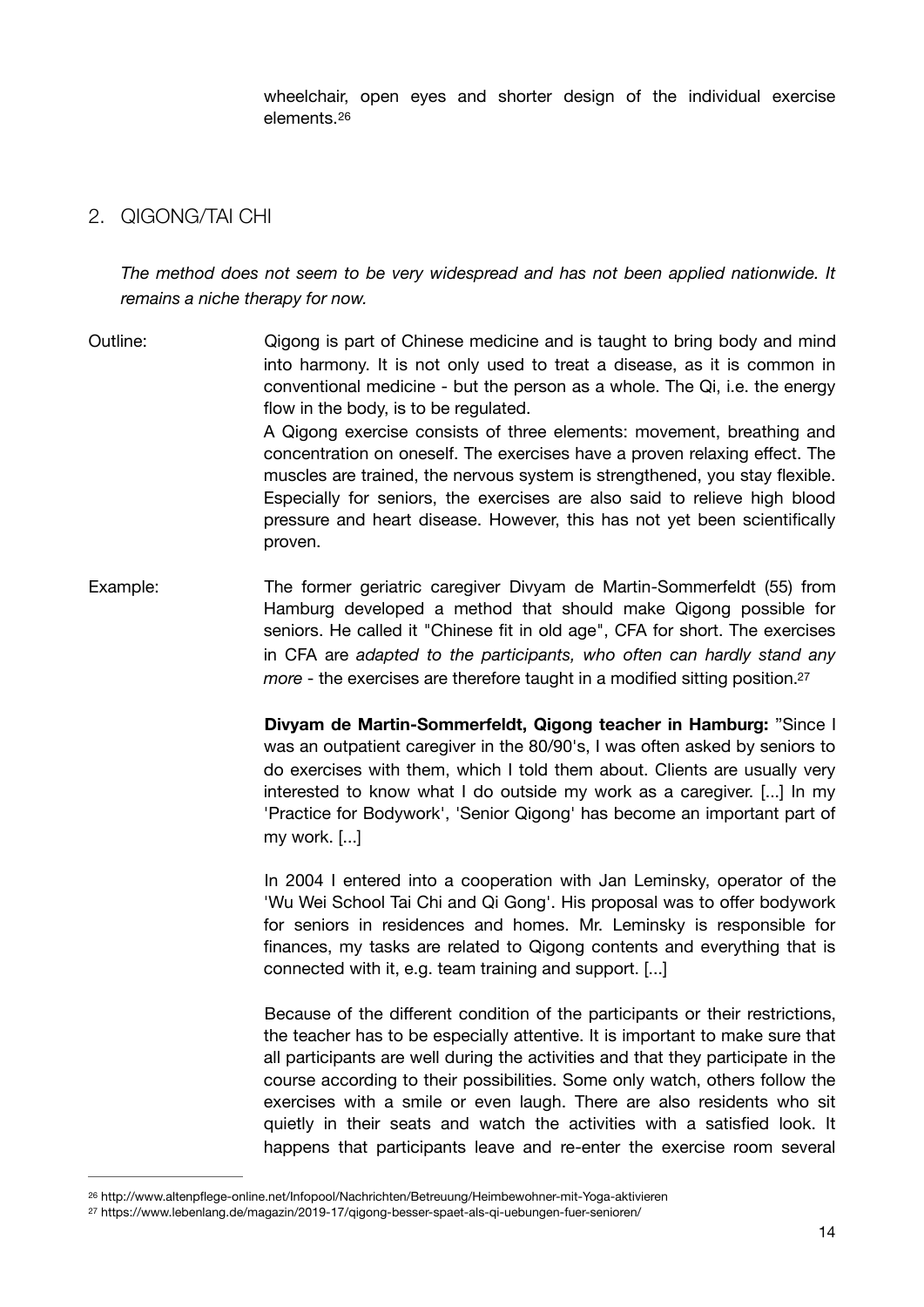wheelchair, open eyes and shorter design of the individual exercise elements.[26]

## 2. QIGONG/TAI CHI

*The method does not seem to be very widespread and has not been applied nationwide. It remains a niche therapy for now.*

Outline: Qigong is part of Chinese medicine and is taught to bring body and mind into harmony. It is not only used to treat a disease, as it is common in conventional medicine - but the person as a whole. The Qi, i.e. the energy flow in the body, is to be regulated.

A Qigong exercise consists of three elements: movement, breathing and concentration on oneself. The exercises have a proven relaxing effect. The muscles are trained, the nervous system is strengthened, you stay flexible. Especially for seniors, the exercises are also said to relieve high blood pressure and heart disease. However, this has not yet been scientifically proven.

Example: The former geriatric caregiver Divyam de Martin-Sommerfeldt (55) from Hamburg developed a method that should make Qigong possible for seniors. He called it "Chinese fit in old age", CFA for short. The exercises in CFA are *adapted to the participants, who often can hardly stand any more* - the exercises are therefore taught in a modified sitting position.[27]

**Divyam de Martin-Sommerfeldt, Qigong teacher in Hamburg:** "Since I was an outpatient caregiver in the 80/90's, I was often asked by seniors to do exercises with them, which I told them about. Clients are usually very interested to know what I do outside my work as a caregiver. [...] In my 'Practice for Bodywork', 'Senior Qigong' has become an important part of my work. [...]

In 2004 I entered into a cooperation with Jan Leminsky, operator of the 'Wu Wei School Tai Chi and Qi Gong'. His proposal was to offer bodywork for seniors in residences and homes. Mr. Leminsky is responsible for finances, my tasks are related to Qigong contents and everything that is connected with it, e.g. team training and support. [...]

Because of the different condition of the participants or their restrictions, the teacher has to be especially attentive. It is important to make sure that all participants are well during the activities and that they participate in the course according to their possibilities. Some only watch, others follow the exercises with a smile or even laugh. There are also residents who sit quietly in their seats and watch the activities with a satisfied look. It happens that participants leave and re-enter the exercise room several

---

[26] http://www.altenpflege-online.net/Infopool/Nachrichten/Betreuung/Heimbewohner-mit-Yoga-aktivieren

[27] https://www.lebenlang.de/magazin/2019-17/qigong-besser-spaet-als-qi-uebungen-fuer-senioren/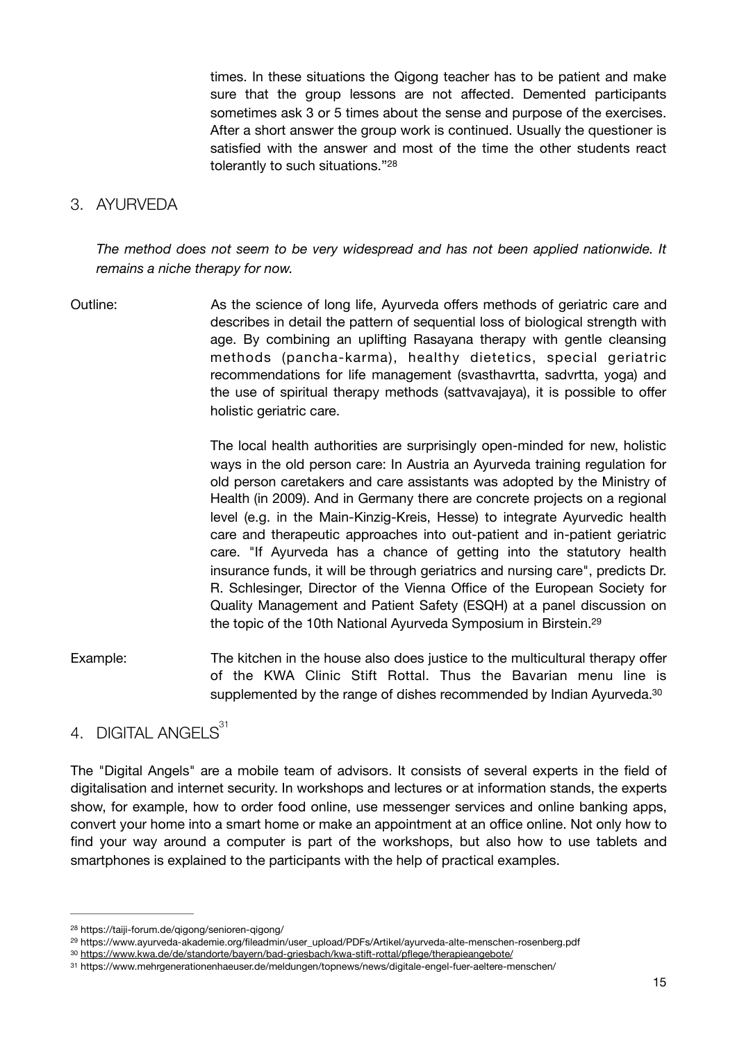times. In these situations the Qigong teacher has to be patient and make sure that the group lessons are not affected. Demented participants sometimes ask 3 or 5 times about the sense and purpose of the exercises. After a short answer the group work is continued. Usually the questioner is satisfied with the answer and most of the time the other students react tolerantly to such situations."[28]

## 3. AYURVEDA

*The method does not seem to be very widespread and has not been applied nationwide. It remains a niche therapy for now.*

Outline: As the science of long life, Ayurveda offers methods of geriatric care and describes in detail the pattern of sequential loss of biological strength with age. By combining an uplifting Rasayana therapy with gentle cleansing methods (pancha-karma), healthy dietetics, special geriatric recommendations for life management (svasthavrtta, sadvrtta, yoga) and the use of spiritual therapy methods (sattvavajaya), it is possible to offer holistic geriatric care.

The local health authorities are surprisingly open-minded for new, holistic ways in the old person care: In Austria an Ayurveda training regulation for old person caretakers and care assistants was adopted by the Ministry of Health (in 2009). And in Germany there are concrete projects on a regional level (e.g. in the Main-Kinzig-Kreis, Hesse) to integrate Ayurvedic health care and therapeutic approaches into out-patient and in-patient geriatric care. "If Ayurveda has a chance of getting into the statutory health insurance funds, it will be through geriatrics and nursing care", predicts Dr. R. Schlesinger, Director of the Vienna Office of the European Society for Quality Management and Patient Safety (ESQH) at a panel discussion on the topic of the 10th National Ayurveda Symposium in Birstein.[29]

Example: The kitchen in the house also does justice to the multicultural therapy offer of the KWA Clinic Stift Rottal. Thus the Bavarian menu line is supplemented by the range of dishes recommended by Indian Ayurveda.[30]

## 4. DIGITAL ANGELS[31]

The "Digital Angels" are a mobile team of advisors. It consists of several experts in the field of digitalisation and internet security. In workshops and lectures or at information stands, the experts show, for example, how to order food online, use messenger services and online banking apps, convert your home into a smart home or make an appointment at an office online. Not only how to find your way around a computer is part of the workshops, but also how to use tablets and smartphones is explained to the participants with the help of practical examples.

---

[28] https://taiji-forum.de/qigong/senioren-qigong/

[29] https://www.ayurveda-akademie.org/fileadmin/user_upload/PDFs/Artikel/ayurveda-alte-menschen-rosenberg.pdf

[30] https://www.kwa.de/de/standorte/bayern/bad-griesbach/kwa-stift-rottal/pflege/therapieangebote/

[31] https://www.mehrgenerationenhaeuser.de/meldungen/topnews/news/digitale-engel-fuer-aeltere-menschen/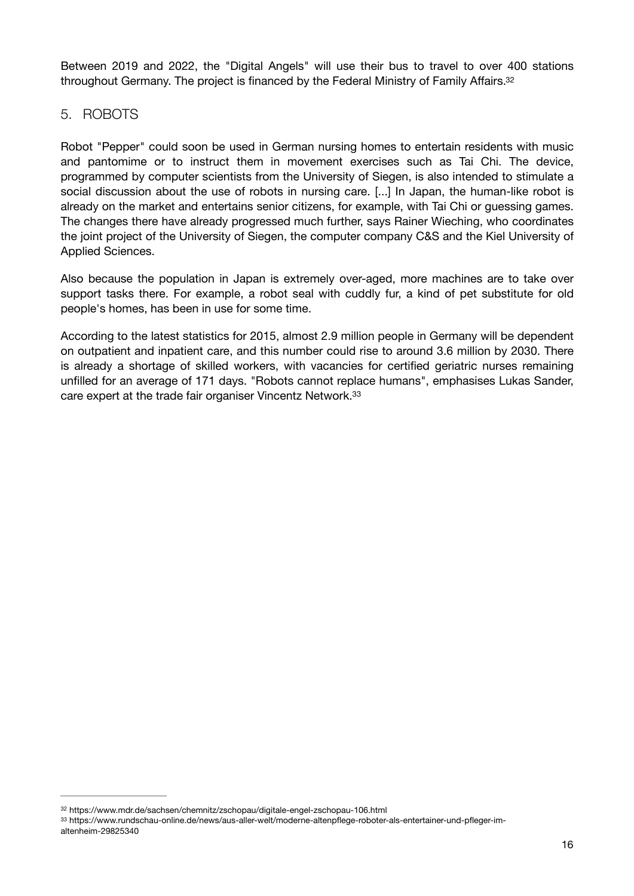Between 2019 and 2022, the "Digital Angels" will use their bus to travel to over 400 stations throughout Germany. The project is financed by the Federal Ministry of Family Affairs.[32]

## 5. ROBOTS

Robot "Pepper" could soon be used in German nursing homes to entertain residents with music and pantomime or to instruct them in movement exercises such as Tai Chi. The device, programmed by computer scientists from the University of Siegen, is also intended to stimulate a social discussion about the use of robots in nursing care. [...] In Japan, the human-like robot is already on the market and entertains senior citizens, for example, with Tai Chi or guessing games. The changes there have already progressed much further, says Rainer Wieching, who coordinates the joint project of the University of Siegen, the computer company C&S and the Kiel University of Applied Sciences.

Also because the population in Japan is extremely over-aged, more machines are to take over support tasks there. For example, a robot seal with cuddly fur, a kind of pet substitute for old people's homes, has been in use for some time.

According to the latest statistics for 2015, almost 2.9 million people in Germany will be dependent on outpatient and inpatient care, and this number could rise to around 3.6 million by 2030. There is already a shortage of skilled workers, with vacancies for certified geriatric nurses remaining unfilled for an average of 171 days. "Robots cannot replace humans", emphasises Lukas Sander, care expert at the trade fair organiser Vincentz Network.[33]

---

[32] https://www.mdr.de/sachsen/chemnitz/zschopau/digitale-engel-zschopau-106.html

[33] https://www.rundschau-online.de/news/aus-aller-welt/moderne-altenpflege-roboter-als-entertainer-und-pfleger-im-altenheim-29825340